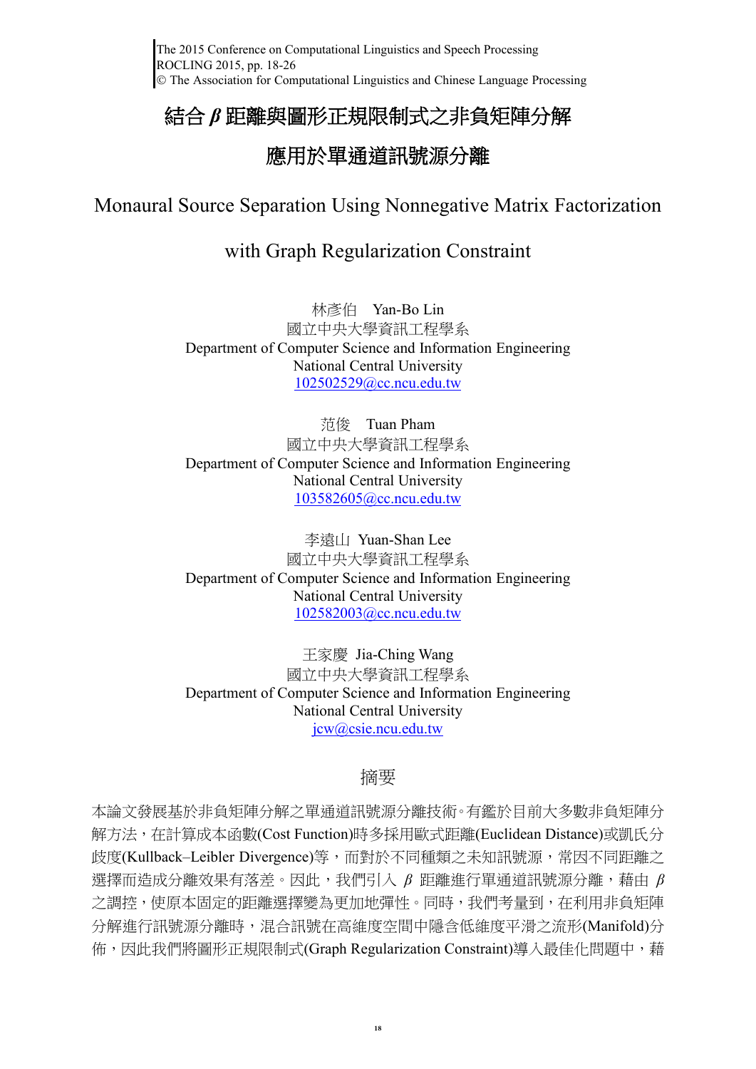# 結合 *β* 距離與圖形正規限制式之非負矩陣分解應用於單通道訊號源分離

# Monaural Source Separation Using Nonnegative Matrix Factorization with Graph Regularization Constraint

林彥伯　Yan-Bo Lin
國立中央大學資訊工程學系
Department of Computer Science and Information Engineering
National Central University
102502529@cc.ncu.edu.tw

范俊　Tuan Pham
國立中央大學資訊工程學系
Department of Computer Science and Information Engineering
National Central University
103582605@cc.ncu.edu.tw

李遠山　Yuan-Shan Lee
國立中央大學資訊工程學系
Department of Computer Science and Information Engineering
National Central University
102582003@cc.ncu.edu.tw

王家慶　Jia-Ching Wang
國立中央大學資訊工程學系
Department of Computer Science and Information Engineering
National Central University
jcw@csie.ncu.edu.tw

## 摘要

本論文發展基於非負矩陣分解之單通道訊號源分離技術。有鑑於目前大多數非負矩陣分解方法，在計算成本函數(Cost Function)時多採用歐式距離(Euclidean Distance)或凱氏分歧度(Kullback–Leibler Divergence)等，而對於不同種類之未知訊號源，常因不同距離之選擇而造成分離效果有落差。因此，我們引入 $\beta$ 距離進行單通道訊號源分離，藉由 $\beta$ 之調控，使原本固定的距離選擇變為更加地彈性。同時，我們考量到，在利用非負矩陣分解進行訊號源分離時，混合訊號在高維度空間中隱含低維度平滑之流形(Manifold)分佈，因此我們將圖形正規限制式(Graph Regularization Constraint)導入最佳化問題中，藉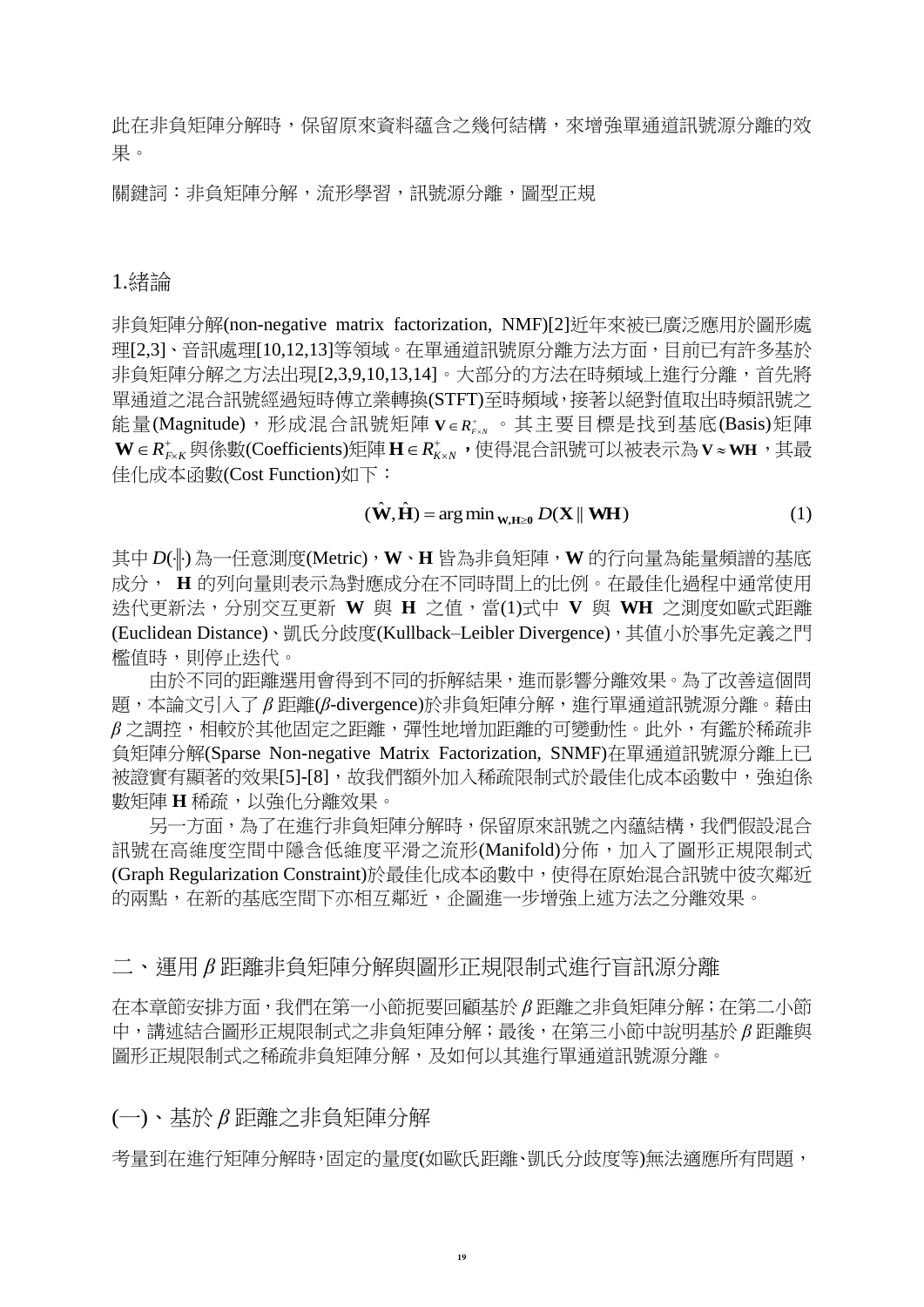此在非負矩陣分解時，保留原來資料蘊含之幾何結構，來增強單通道訊號源分離的效果。

關鍵詞：非負矩陣分解，流形學習，訊號源分離，圖型正規

## 1.緒論

非負矩陣分解(non-negative matrix factorization, NMF)[2]近年來被已廣泛應用於圖形處理[2,3]、音訊處理[10,12,13]等領域。在單通道訊號原分離方法方面，目前已有許多基於非負矩陣分解之方法出現[2,3,9,10,13,14]。大部分的方法在時頻域上進行分離，首先將單通道之混合訊號經過短時傅立業轉換(STFT)至時頻域，接著以絕對值取出時頻訊號之能量(Magnitude)，形成混合訊號矩陣 $\mathbf{V} \in R^{+}_{F\times N}$ 。其主要目標是找到基底(Basis)矩陣 $\mathbf{W} \in R^{+}_{F\times K}$ 與係數(Coefficients)矩陣 $\mathbf{H} \in R^{+}_{K\times N}$ ，使得混合訊號可以被表示為 $\mathbf{V} \approx \mathbf{WH}$ ，其最佳化成本函數(Cost Function)如下：

$$(\hat{\mathbf{W}}, \hat{\mathbf{H}}) = \arg\min_{\mathbf{W},\mathbf{H}\geq\mathbf{0}} D(\mathbf{X} \,\|\, \mathbf{WH}) \tag{1}$$

其中 $D(\cdot\|\cdot)$ 為一任意測度(Metric)，$\mathbf{W}$、$\mathbf{H}$ 皆為非負矩陣，$\mathbf{W}$ 的行向量為能量頻譜的基底成分， $\mathbf{H}$ 的列向量則表示為對應成分在不同時間上的比例。在最佳化過程中通常使用迭代更新法，分別交互更新 $\mathbf{W}$ 與 $\mathbf{H}$ 之值，當(1)式中 $\mathbf{V}$ 與 $\mathbf{WH}$ 之測度如歐式距離(Euclidean Distance)、凱氏分歧度(Kullback–Leibler Divergence)，其值小於事先定義之門檻值時，則停止迭代。

由於不同的距離選用會得到不同的拆解結果，進而影響分離效果。為了改善這個問題，本論文引入了 $\beta$ 距離($\beta$-divergence)於非負矩陣分解，進行單通道訊號源分離。藉由 $\beta$ 之調控，相較於其他固定之距離，彈性地增加距離的可變動性。此外，有鑑於稀疏非負矩陣分解(Sparse Non-negative Matrix Factorization, SNMF)在單通道訊號源分離上已被證實有顯著的效果[5]-[8]，故我們額外加入稀疏限制式於最佳化成本函數中，強迫係數矩陣 $\mathbf{H}$ 稀疏，以強化分離效果。

另一方面，為了在進行非負矩陣分解時，保留原來訊號之內蘊結構，我們假設混合訊號在高維度空間中隱含低維度平滑之流形(Manifold)分佈，加入了圖形正規限制式(Graph Regularization Constraint)於最佳化成本函數中，使得在原始混合訊號中彼次鄰近的兩點，在新的基底空間下亦相互鄰近，企圖進一步增強上述方法之分離效果。

## 二、運用 $\beta$ 距離非負矩陣分解與圖形正規限制式進行盲訊源分離

在本章節安排方面，我們在第一小節扼要回顧基於 $\beta$ 距離之非負矩陣分解；在第二小節中，講述結合圖形正規限制式之非負矩陣分解；最後，在第三小節中說明基於 $\beta$ 距離與圖形正規限制式之稀疏非負矩陣分解，及如何以其進行單通道訊號源分離。

### (一)、基於 $\beta$ 距離之非負矩陣分解

考量到在進行矩陣分解時，固定的量度(如歐氏距離、凱氏分歧度等)無法適應所有問題，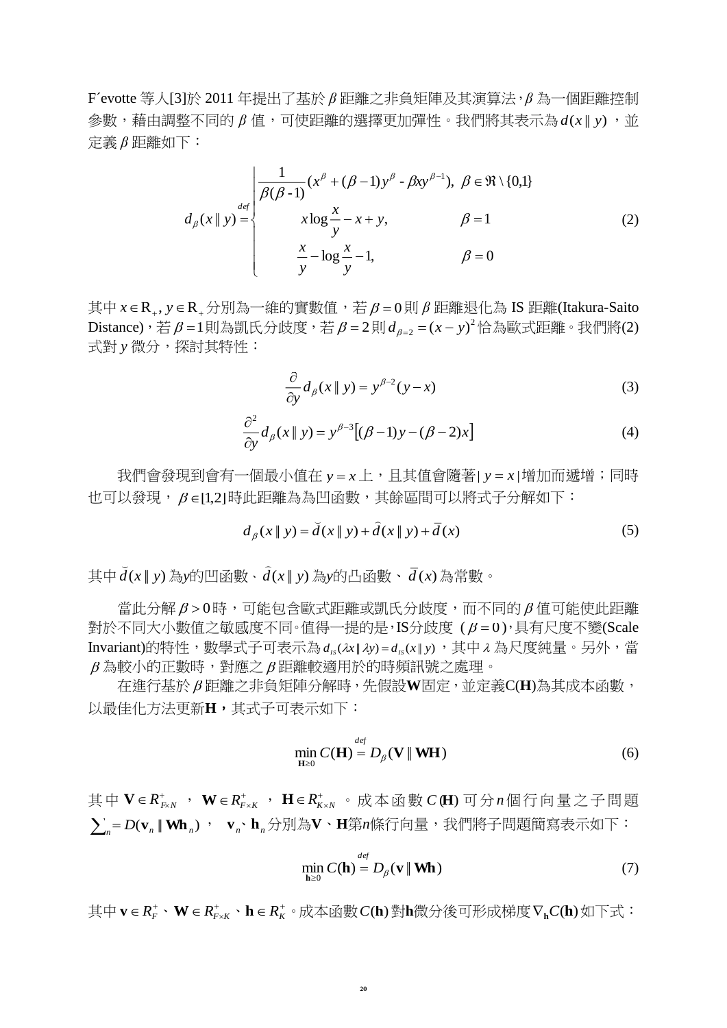F´evotte 等人[3]於 2011 年提出了基於 $\beta$ 距離之非負矩陣及其演算法，$\beta$ 為一個距離控制參數，藉由調整不同的 $\beta$ 值，可使距離的選擇更加彈性。我們將其表示為 $d(x \| y)$，並定義 $\beta$ 距離如下：

$$
d_\beta(x \| y) \overset{def}{=} \begin{cases} \dfrac{1}{\beta(\beta-1)}(x^\beta + (\beta-1)y^\beta - \beta x y^{\beta-1}), & \beta \in \Re \setminus \{0,1\} \\ x \log \dfrac{x}{y} - x + y, & \beta = 1 \\ \dfrac{x}{y} - \log \dfrac{x}{y} - 1, & \beta = 0 \end{cases} \tag{2}
$$

其中 $x \in \mathrm{R}_+, y \in \mathrm{R}_+$ 分別為一維的實數值，若 $\beta = 0$ 則 $\beta$ 距離退化為 IS 距離(Itakura-Saito Distance)，若 $\beta = 1$ 則為凱氏分歧度，若 $\beta = 2$ 則 $d_{\beta=2} = (x-y)^2$ 恰為歐式距離。我們將(2)式對 $y$ 微分，探討其特性：

$$
\frac{\partial}{\partial y} d_\beta(x \| y) = y^{\beta-2}(y-x) \tag{3}
$$

$$
\frac{\partial^2}{\partial y} d_\beta(x \| y) = y^{\beta-3}\left[(\beta-1)y - (\beta-2)x\right] \tag{4}
$$

我們會發現到會有一個最小值在 $y = x$ 上，且其值會隨著 $|y = x|$ 增加而遞增；同時也可以發現，$\beta \in [1,2]$ 時此距離為為凹函數，其餘區間可以將式子分解如下：

$$
d_\beta(x \| y) = \breve{d}(x \| y) + \hat{d}(x \| y) + \bar{d}(x) \tag{5}
$$

其中 $\breve{d}(x \| y)$ 為y的凹函數、$\hat{d}(x \| y)$ 為y的凸函數、$\bar{d}(x)$ 為常數。

當此分解 $\beta > 0$ 時，可能包含歐式距離或凱氏分歧度，而不同的 $\beta$ 值可能使此距離對於不同大小數值之敏感度不同。值得一提的是，IS分歧度 ($\beta = 0$)，具有尺度不變(Scale Invariant)的特性，數學式子可表示為 $d_{is}(\lambda x \| \lambda y) = d_{is}(x \| y)$，其中 $\lambda$ 為尺度純量。另外，當 $\beta$ 為較小的正數時，對應之 $\beta$ 距離較適用於的時頻訊號之處理。

在進行基於 $\beta$ 距離之非負矩陣分解時，先假設$\mathbf{W}$固定，並定義C($\mathbf{H}$)為其成本函數，以最佳化方法更新$\mathbf{H}$，其式子可表示如下：

$$
\min_{\mathbf{H} \geq 0} C(\mathbf{H}) \overset{def}{=} D_\beta(\mathbf{V} \| \mathbf{WH}) \tag{6}
$$

其中 $\mathbf{V} \in R^+_{F \times N}$，$\mathbf{W} \in R^+_{F \times K}$，$\mathbf{H} \in R^+_{K \times N}$。成本函數 $C(\mathbf{H})$ 可分 $n$ 個行向量之子問題 $\sum_n = D(\mathbf{v}_n \| \mathbf{W}\mathbf{h}_n)$，$\mathbf{v}_n$、$\mathbf{h}_n$ 分別為$\mathbf{V}$、$\mathbf{H}$第$n$條行向量，我們將子問題簡寫表示如下：

$$
\min_{\mathbf{h} \geq 0} C(\mathbf{h}) \overset{def}{=} D_\beta(\mathbf{v} \| \mathbf{Wh}) \tag{7}
$$

其中 $\mathbf{v} \in R^+_F$、$\mathbf{W} \in R^+_{F \times K}$、$\mathbf{h} \in R^+_K$。成本函數 $C(\mathbf{h})$ 對$\mathbf{h}$微分後可形成梯度 $\nabla_{\mathbf{h}} C(\mathbf{h})$ 如下式：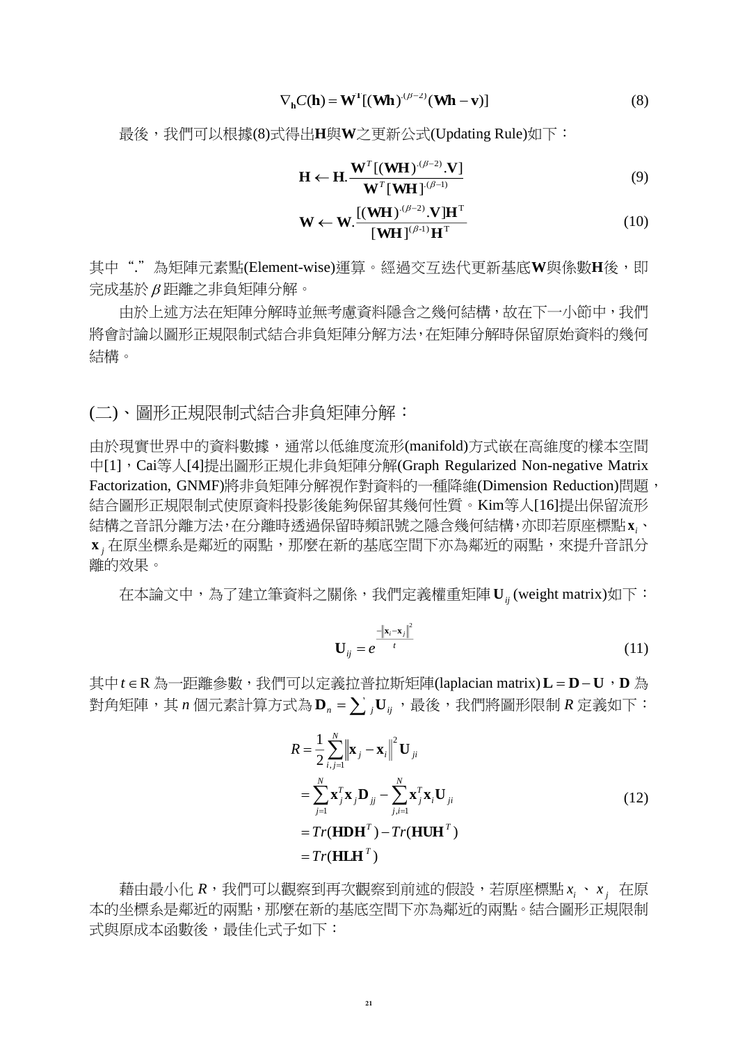$$\nabla_{\mathbf{h}} C(\mathbf{h}) = \mathbf{W}^{\mathbf{t}}[(\mathbf{Wh})^{.(\beta-2)}(\mathbf{Wh}-\mathbf{v})] \tag{8}$$

最後，我們可以根據(8)式得出**H**與**W**之更新公式(Updating Rule)如下：

$$\mathbf{H} \leftarrow \mathbf{H}.\frac{\mathbf{W}^T[(\mathbf{WH})^{.(\beta-2)}.\mathbf{V}]}{\mathbf{W}^T[\mathbf{WH}]^{.(\beta-1)}} \tag{9}$$

$$\mathbf{W} \leftarrow \mathbf{W}.\frac{[(\mathbf{WH})^{.(\beta-2)}.\mathbf{V}]\mathbf{H}^{\mathrm{T}}}{[\mathbf{WH}]^{(\beta\text{-}1)}\mathbf{H}^{\mathrm{T}}} \tag{10}$$

其中 “.” 為矩陣元素點(Element-wise)運算。經過交互迭代更新基底**W**與係數**H**後，即完成基於 $\beta$ 距離之非負矩陣分解。

由於上述方法在矩陣分解時並無考慮資料隱含之幾何結構，故在下一小節中，我們將會討論以圖形正規限制式結合非負矩陣分解方法，在矩陣分解時保留原始資料的幾何結構。

## (二)、圖形正規限制式結合非負矩陣分解：

由於現實世界中的資料數據，通常以低維度流形(manifold)方式嵌在高維度的樣本空間中[1]，Cai等人[4]提出圖形正規化非負矩陣分解(Graph Regularized Non-negative Matrix Factorization, GNMF)將非負矩陣分解視作對資料的一種降維(Dimension Reduction)問題，結合圖形正規限制式使原資料投影後能夠保留其幾何性質。Kim等人[16]提出保留流形結構之音訊分離方法，在分離時透過保留時頻訊號之隱含幾何結構，亦即若原座標點$\mathbf{x}_i$、$\mathbf{x}_j$在原坐標系是鄰近的兩點，那麼在新的基底空間下亦為鄰近的兩點，來提升音訊分離的效果。

在本論文中，為了建立筆資料之關係，我們定義權重矩陣$\mathbf{U}_{ij}$(weight matrix)如下：

$$\mathbf{U}_{ij} = e^{\frac{-\|\mathbf{x}_i-\mathbf{x}_j\|^2}{t}} \tag{11}$$

其中$t \in \mathrm{R}$為一距離參數，我們可以定義拉普拉斯矩陣(laplacian matrix)$\mathbf{L} = \mathbf{D} - \mathbf{U}$，$\mathbf{D}$為對角矩陣，其 $n$ 個元素計算方式為$\mathbf{D}_n = \sum_j \mathbf{U}_{ij}$，最後，我們將圖形限制 $R$ 定義如下：

$$\begin{aligned}
R &= \frac{1}{2}\sum_{i,j=1}^{N}\left\|\mathbf{x}_j - \mathbf{x}_i\right\|^2 \mathbf{U}_{ji} \\
&= \sum_{j=1}^{N}\mathbf{x}_j^T\mathbf{x}_j\mathbf{D}_{jj} - \sum_{j,i=1}^{N}\mathbf{x}_j^T\mathbf{x}_i\mathbf{U}_{ji} \\
&= Tr(\mathbf{HDH}^T) - Tr(\mathbf{HUH}^T) \\
&= Tr(\mathbf{HLH}^T)
\end{aligned} \tag{12}$$

藉由最小化 $R$，我們可以觀察到再次觀察到前述的假設，若原座標點$x_i$、$x_j$在原本的坐標系是鄰近的兩點，那麼在新的基底空間下亦為鄰近的兩點。結合圖形正規限制式與原成本函數後，最佳化式子如下：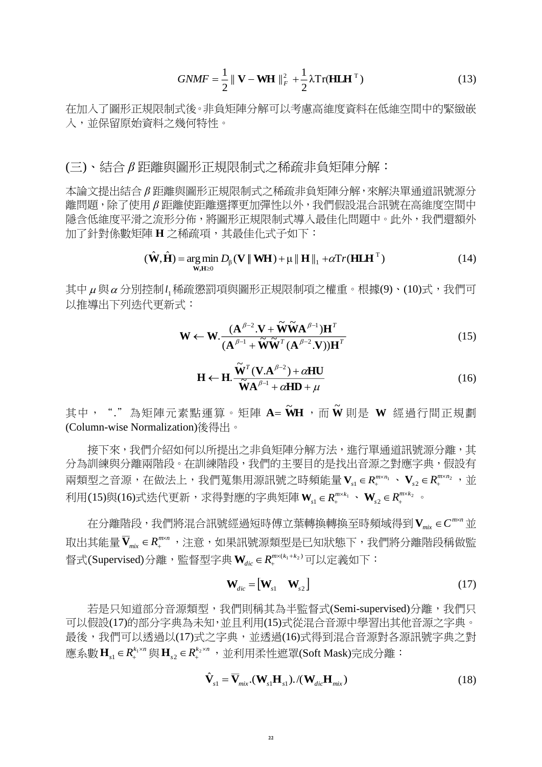$$GNMF = \frac{1}{2}\| \mathbf{V} - \mathbf{WH} \|_F^2 + \frac{1}{2}\lambda \mathrm{Tr}(\mathbf{HLH}^{\mathrm{T}}) \tag{13}$$

在加入了圖形正規限制式後。非負矩陣分解可以考慮高維度資料在低維空間中的緊緻嵌入，並保留原始資料之幾何特性。

## (三)、結合 $\beta$ 距離與圖形正規限制式之稀疏非負矩陣分解：

本論文提出結合 $\beta$ 距離與圖形正規限制式之稀疏非負矩陣分解，來解決單通道訊號源分離問題，除了使用 $\beta$ 距離使距離選擇更加彈性以外，我們假設混合訊號在高維度空間中隱含低維度平滑之流形分佈，將圖形正規限制式導入最佳化問題中。此外，我們還額外加了針對係數矩陣 $\mathbf{H}$ 之稀疏項，其最佳化式子如下：

$$(\hat{\mathbf{W}}, \hat{\mathbf{H}}) = \underset{\mathbf{W},\mathbf{H} \geq 0}{\arg\min}\, D_\beta(\mathbf{V} \| \mathbf{WH}) + \mu \| \mathbf{H} \|_1 + \alpha Tr(\mathbf{HLH}^{\mathrm{T}}) \tag{14}$$

其中 $\mu$ 與 $\alpha$ 分別控制 $l_1$ 稀疏懲罰項與圖形正規限制項之權重。根據(9)、(10)式，我們可以推導出下列迭代更新式：

$$\mathbf{W} \leftarrow \mathbf{W}.\frac{(\mathbf{A}^{\beta-2}.\mathbf{V} + \tilde{\mathbf{W}}\tilde{\mathbf{W}}\mathbf{A}^{\beta-1})\mathbf{H}^T}{(\mathbf{A}^{\beta-1} + \tilde{\mathbf{W}}\tilde{\mathbf{W}}^T(\mathbf{A}^{\beta-2}.\mathbf{V}))\mathbf{H}^T} \tag{15}$$

$$\mathbf{H} \leftarrow \mathbf{H}.\frac{\tilde{\mathbf{W}}^T(\mathbf{V}.\mathbf{A}^{\beta-2}) + \alpha\mathbf{HU}}{\tilde{\mathbf{W}}\mathbf{A}^{\beta-1} + \alpha\mathbf{HD} + \mu} \tag{16}$$

其中，“.”為矩陣元素點運算。矩陣 $\mathbf{A} = \tilde{\mathbf{W}}\mathbf{H}$，而 $\tilde{\mathbf{W}}$ 則是 $\mathbf{W}$ 經過行間正規劃(Column-wise Normalization)後得出。

接下來，我們介紹如何以所提出之非負矩陣分解方法，進行單通道訊號源分離，其分為訓練與分離兩階段。在訓練階段，我們的主要目的是找出音源之對應字典，假設有兩類型之音源，在做法上，我們蒐集用源訊號之時頻能量 $\mathbf{V}_{s1} \in R_+^{m \times n_1}$ 、 $\mathbf{V}_{s2} \in R_+^{m \times n_2}$ ，並利用(15)與(16)式迭代更新，求得對應的字典矩陣 $\mathbf{W}_{s1} \in R_+^{m \times k_1}$ 、 $\mathbf{W}_{s2} \in R_+^{m \times k_2}$ 。

在分離階段，我們將混合訊號經過短時傅立葉轉換轉換至時頻域得到 $\mathbf{V}_{mix} \in C^{m \times n}$ 並取出其能量 $\overline{\mathbf{V}}_{mix} \in R_+^{m \times n}$ ，注意，如果訊號源類型是已知狀態下，我們將分離階段稱做監督式(Supervised)分離，監督型字典 $\mathbf{W}_{dic} \in R_+^{m \times (k_1 + k_2)}$ 可以定義如下：

$$\mathbf{W}_{dic} = \begin{bmatrix} \mathbf{W}_{s1} & \mathbf{W}_{s2} \end{bmatrix} \tag{17}$$

若是只知道部分音源類型，我們則稱其為半監督式(Semi-supervised)分離，我們只可以假設(17)的部分字典為未知，並且利用(15)式從混合音源中學習出其他音源之字典。最後，我們可以透過以(17)式之字典，並透過(16)式得到混合音源對各源訊號字典之對應系數 $\mathbf{H}_{s1} \in R_+^{k_1 \times n}$ 與 $\mathbf{H}_{s2} \in R_+^{k_2 \times n}$ ，並利用柔性遮罩(Soft Mask)完成分離：

$$\hat{\mathbf{V}}_{s1} = \overline{\mathbf{V}}_{mix}.(\mathbf{W}_{s1}\mathbf{H}_{s1})./(\mathbf{W}_{dic}\mathbf{H}_{mix}) \tag{18}$$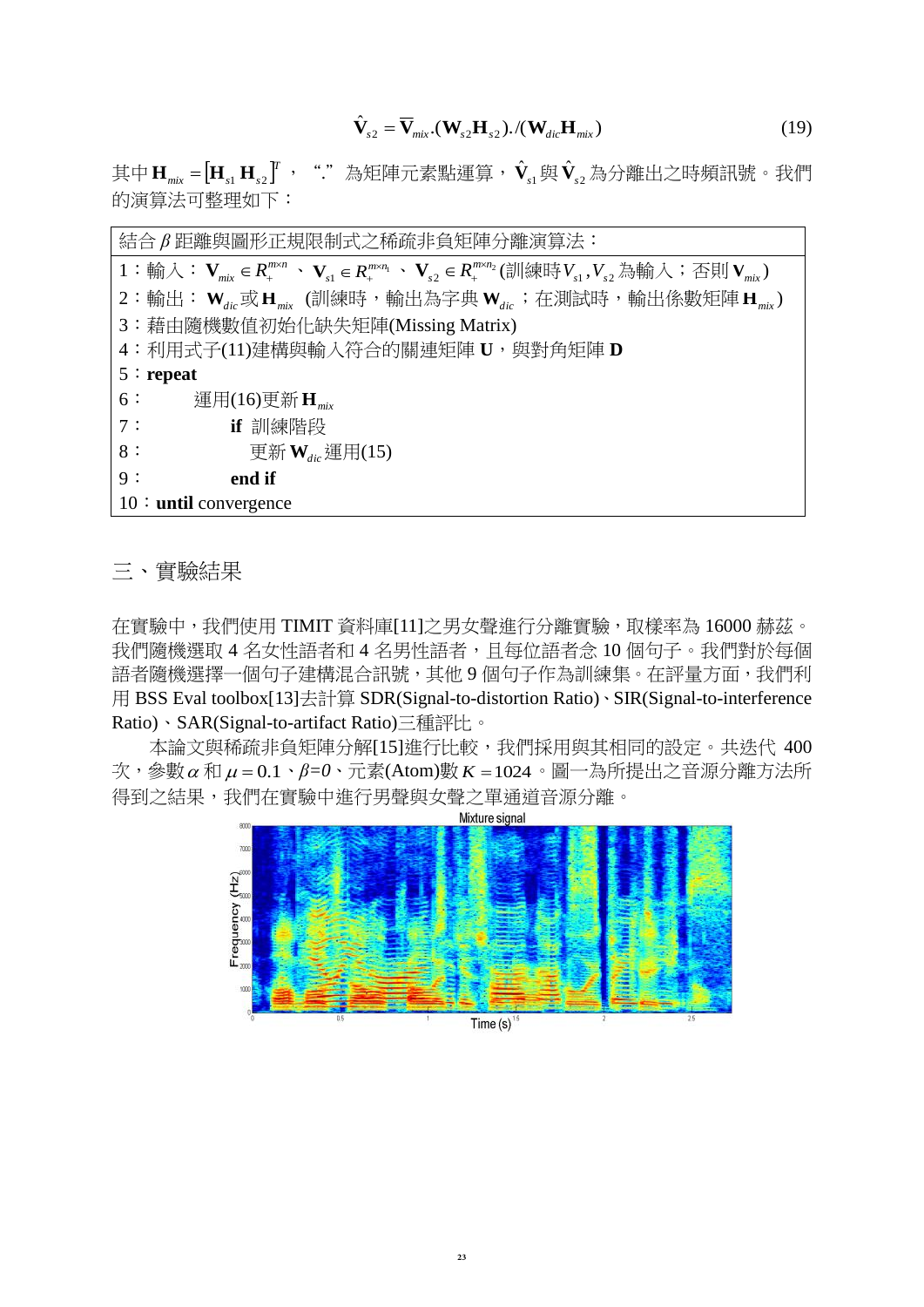$$\hat{\mathbf{V}}_{s2} = \overline{\mathbf{V}}_{mix}.(\mathbf{W}_{s2}\mathbf{H}_{s2})./(\mathbf{W}_{dic}\mathbf{H}_{mix}) \tag{19}$$

其中 $\mathbf{H}_{mix} = [\mathbf{H}_{s1}\ \mathbf{H}_{s2}]^T$ ， “.” 為矩陣元素點運算，$\hat{\mathbf{V}}_{s1}$ 與 $\hat{\mathbf{V}}_{s2}$ 為分離出之時頻訊號。我們的演算法可整理如下：

| 結合 $\beta$ 距離與圖形正規限制式之稀疏非負矩陣分離演算法： |
|---|
| 1：輸入：$\mathbf{V}_{mix} \in R_+^{m\times n}$ 、$\mathbf{V}_{s1} \in R_+^{m\times n_1}$ 、$\mathbf{V}_{s2} \in R_+^{m\times n_2}$ (訓練時 $V_{s1}, V_{s2}$ 為輸入；否則 $\mathbf{V}_{mix}$) |
| 2：輸出：$\mathbf{W}_{dic}$ 或 $\mathbf{H}_{mix}$ (訓練時，輸出為字典 $\mathbf{W}_{dic}$ ；在測試時，輸出係數矩陣 $\mathbf{H}_{mix}$) |
| 3：藉由隨機數值初始化缺失矩陣(Missing Matrix) |
| 4：利用式子(11)建構與輸入符合的關連矩陣 **U**，與對角矩陣 **D** |
| 5：**repeat** |
| 6：　　運用(16)更新 $\mathbf{H}_{mix}$ |
| 7：　　　**if** 訓練階段 |
| 8：　　　　更新 $\mathbf{W}_{dic}$ 運用(15) |
| 9：　　　**end if** |
| 10：**until** convergence |

## 三、實驗結果

在實驗中，我們使用 TIMIT 資料庫[11]之男女聲進行分離實驗，取樣率為 16000 赫茲。我們隨機選取 4 名女性語者和 4 名男性語者，且每位語者念 10 個句子。我們對於每個語者隨機選擇一個句子建構混合訊號，其他 9 個句子作為訓練集。在評量方面，我們利用 BSS Eval toolbox[13]去計算 SDR(Signal-to-distortion Ratio)、SIR(Signal-to-interference Ratio)、SAR(Signal-to-artifact Ratio)三種評比。

本論文與稀疏非負矩陣分解[15]進行比較，我們採用與其相同的設定。共迭代 400 次，參數 $\alpha$ 和 $\mu = 0.1$、$\beta$=0、元素(Atom)數 $K = 1024$。圖一為所提出之音源分離方法所得到之結果，我們在實驗中進行男聲與女聲之單通道音源分離。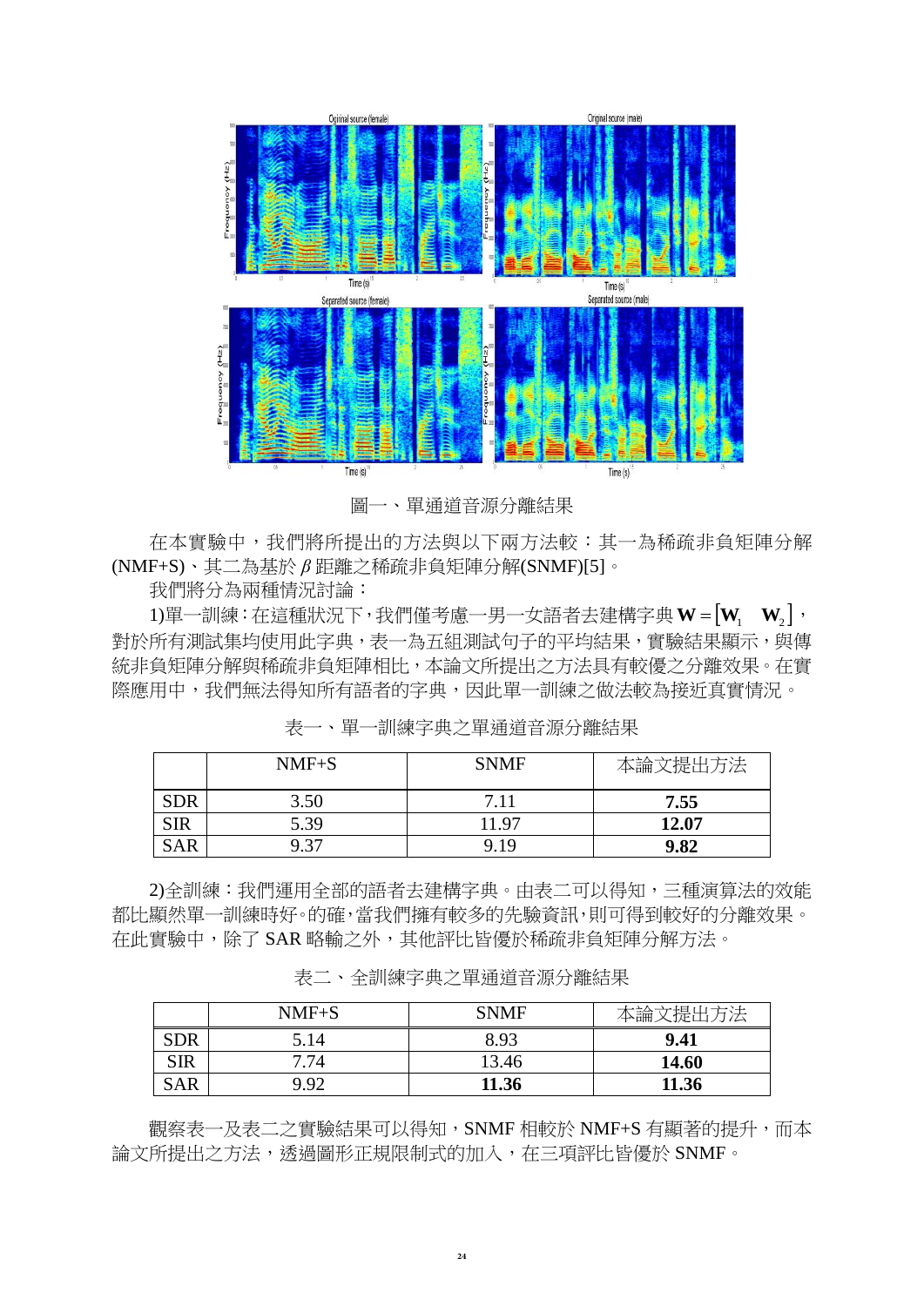圖一、單通道音源分離結果

在本實驗中，我們將所提出的方法與以下兩方法較：其一為稀疏非負矩陣分解(NMF+S)、其二為基於 $\beta$ 距離之稀疏非負矩陣分解(SNMF)[5]。

我們將分為兩種情況討論：

1)單一訓練：在這種狀況下，我們僅考慮一男一女語者去建構字典 $\mathbf{W} = [\mathbf{W}_1 \quad \mathbf{W}_2]$，對於所有測試集均使用此字典，表一為五組測試句子的平均結果，實驗結果顯示，與傳統非負矩陣分解與稀疏非負矩陣相比，本論文所提出之方法具有較優之分離效果。在實際應用中，我們無法得知所有語者的字典，因此單一訓練之做法較為接近真實情況。

表一、單一訓練字典之單通道音源分離結果

| | NMF+S | SNMF | 本論文提出方法 |
|---|---|---|---|
| SDR | 3.50 | 7.11 | **7.55** |
| SIR | 5.39 | 11.97 | **12.07** |
| SAR | 9.37 | 9.19 | **9.82** |

2)全訓練：我們運用全部的語者去建構字典。由表二可以得知，三種演算法的效能都比顯然單一訓練時好。的確，當我們擁有較多的先驗資訊，則可得到較好的分離效果。在此實驗中，除了 SAR 略輸之外，其他評比皆優於稀疏非負矩陣分解方法。

表二、全訓練字典之單通道音源分離結果

| | NMF+S | SNMF | 本論文提出方法 |
|---|---|---|---|
| SDR | 5.14 | 8.93 | **9.41** |
| SIR | 7.74 | 13.46 | **14.60** |
| SAR | 9.92 | **11.36** | **11.36** |

觀察表一及表二之實驗結果可以得知，SNMF 相較於 NMF+S 有顯著的提升，而本論文所提出之方法，透過圖形正規限制式的加入，在三項評比皆優於 SNMF。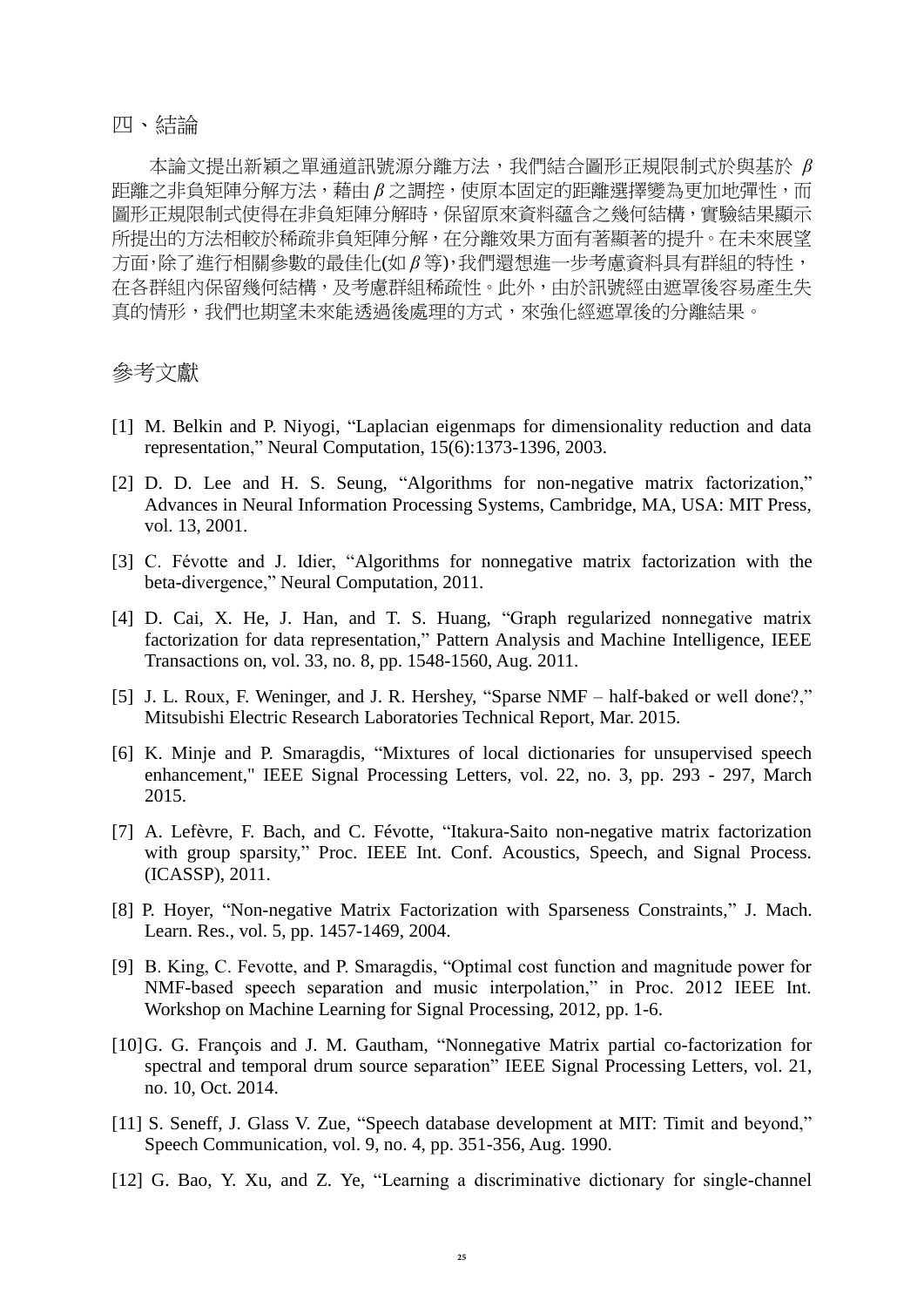## 四、結論

本論文提出新穎之單通道訊號源分離方法，我們結合圖形正規限制式於與基於 $\beta$ 距離之非負矩陣分解方法，藉由 $\beta$ 之調控，使原本固定的距離選擇變為更加地彈性，而圖形正規限制式使得在非負矩陣分解時，保留原來資料蘊含之幾何結構，實驗結果顯示所提出的方法相較於稀疏非負矩陣分解，在分離效果方面有著顯著的提升。在未來展望方面，除了進行相關參數的最佳化(如 $\beta$ 等)，我們還想進一步考慮資料具有群組的特性，在各群組內保留幾何結構，及考慮群組稀疏性。此外，由於訊號經由遮罩後容易產生失真的情形，我們也期望未來能透過後處理的方式，來強化經遮罩後的分離結果。

## 參考文獻

[1] M. Belkin and P. Niyogi, "Laplacian eigenmaps for dimensionality reduction and data representation," Neural Computation, 15(6):1373-1396, 2003.

[2] D. D. Lee and H. S. Seung, "Algorithms for non-negative matrix factorization," Advances in Neural Information Processing Systems, Cambridge, MA, USA: MIT Press, vol. 13, 2001.

[3] C. Févotte and J. Idier, "Algorithms for nonnegative matrix factorization with the beta-divergence," Neural Computation, 2011.

[4] D. Cai, X. He, J. Han, and T. S. Huang, "Graph regularized nonnegative matrix factorization for data representation," Pattern Analysis and Machine Intelligence, IEEE Transactions on, vol. 33, no. 8, pp. 1548-1560, Aug. 2011.

[5] J. L. Roux, F. Weninger, and J. R. Hershey, "Sparse NMF – half-baked or well done?," Mitsubishi Electric Research Laboratories Technical Report, Mar. 2015.

[6] K. Minje and P. Smaragdis, "Mixtures of local dictionaries for unsupervised speech enhancement," IEEE Signal Processing Letters, vol. 22, no. 3, pp. 293 - 297, March 2015.

[7] A. Lefèvre, F. Bach, and C. Févotte, "Itakura-Saito non-negative matrix factorization with group sparsity," Proc. IEEE Int. Conf. Acoustics, Speech, and Signal Process. (ICASSP), 2011.

[8] P. Hoyer, "Non-negative Matrix Factorization with Sparseness Constraints," J. Mach. Learn. Res., vol. 5, pp. 1457-1469, 2004.

[9] B. King, C. Fevotte, and P. Smaragdis, "Optimal cost function and magnitude power for NMF-based speech separation and music interpolation," in Proc. 2012 IEEE Int. Workshop on Machine Learning for Signal Processing, 2012, pp. 1-6.

[10] G. G. François and J. M. Gautham, "Nonnegative Matrix partial co-factorization for spectral and temporal drum source separation" IEEE Signal Processing Letters, vol. 21, no. 10, Oct. 2014.

[11] S. Seneff, J. Glass V. Zue, "Speech database development at MIT: Timit and beyond," Speech Communication, vol. 9, no. 4, pp. 351-356, Aug. 1990.

[12] G. Bao, Y. Xu, and Z. Ye, "Learning a discriminative dictionary for single-channel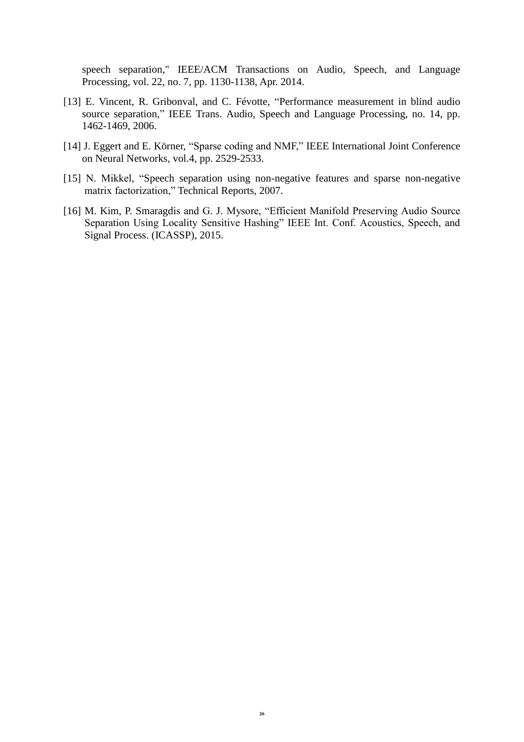speech separation," IEEE/ACM Transactions on Audio, Speech, and Language Processing, vol. 22, no. 7, pp. 1130-1138, Apr. 2014.

[13] E. Vincent, R. Gribonval, and C. Févotte, “Performance measurement in blind audio source separation,” IEEE Trans. Audio, Speech and Language Processing, no. 14, pp. 1462-1469, 2006.

[14] J. Eggert and E. Körner, “Sparse coding and NMF,” IEEE International Joint Conference on Neural Networks, vol.4, pp. 2529-2533.

[15] N. Mikkel, “Speech separation using non-negative features and sparse non-negative matrix factorization,” Technical Reports, 2007.

[16] M. Kim, P. Smaragdis and G. J. Mysore, “Efficient Manifold Preserving Audio Source Separation Using Locality Sensitive Hashing” IEEE Int. Conf. Acoustics, Speech, and Signal Process. (ICASSP), 2015.